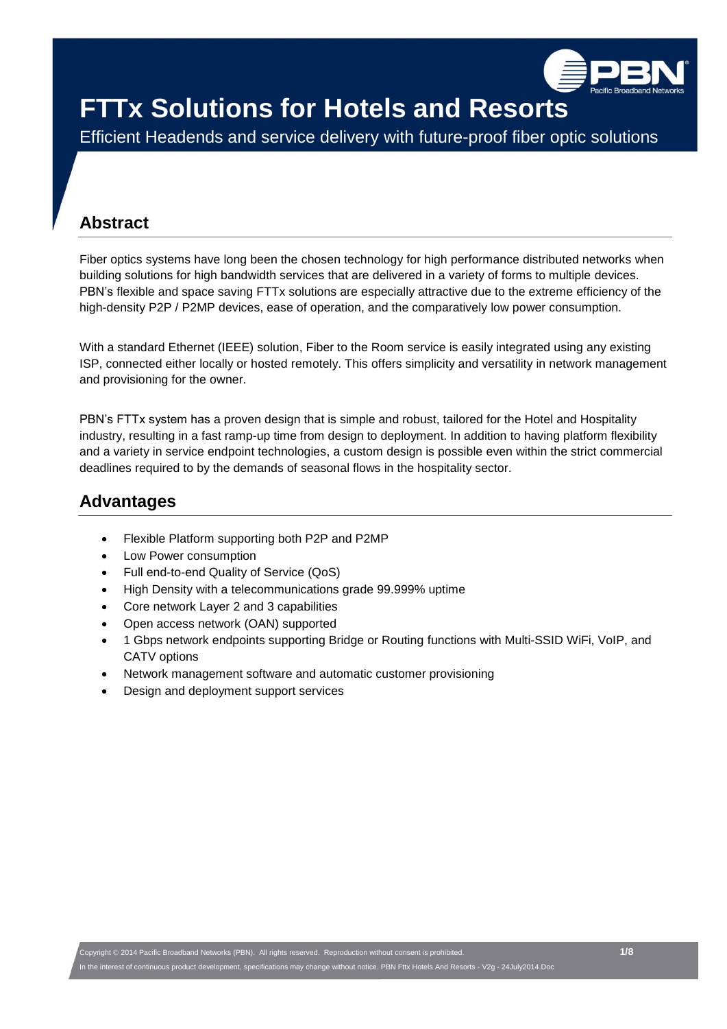# FTTx Solutions for Hotels and Resorts

Efficient Headends and service delivery with future-proof fiber optic solutions

## Abstract

Fiber optics systems have long been the chosen technology for high performance distributed networks when building solutions for high bandwidth services that are delivered in a variety of forms to multiple devices. PBN's flexible and space saving FTTx solutions are especially attractive due to the extreme efficiency of the high-density P2P / P2MP devices, ease of operation, and the comparatively low power consumption.

With a standard Ethernet (IEEE) solution, Fiber to the Room service is easily integrated using any existing ISP, connected either locally or hosted remotely. This offers simplicity and versatility in network management and provisioning for the owner.

PBN's FTTx system has a proven design that is simple and robust, tailored for the Hotel and Hospitality industry, resulting in a fast ramp-up time from design to deployment. In addition to having platform flexibility and a variety in service endpoint technologies, a custom design is possible even within the strict commercial deadlines required to by the demands of seasonal flows in the hospitality sector.

## Advantages

- Flexible Platform supporting both P2P and P2MP
- Low Power consumption
- Full end-to-end Quality of Service (QoS)
- High Density with a telecommunications grade 99.999% uptime
- Core network Layer 2 and 3 capabilities
- Open access network (OAN) supported
- 1 Gbps network endpoints supporting Bridge or Routing functions with Multi-SSID WiFi, VoIP, and CATV options
- Network management software and automatic customer provisioning
- Design and deployment support services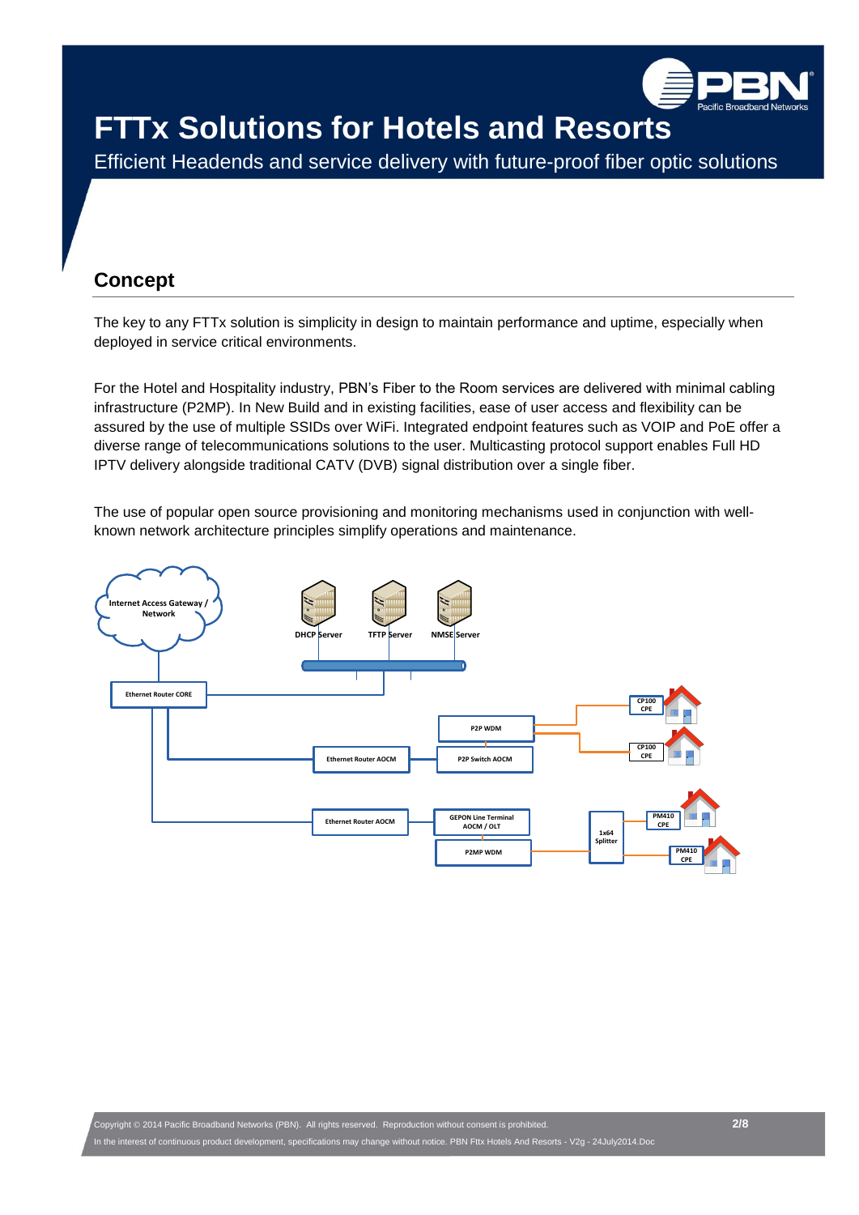# FTTx Solutions for Hotels and Resorts

Efficient Headends and service delivery with future-proof fiber optic solutions

## Concept

The key to any FTTx solution is simplicity in design to maintain performance and uptime, especially when deployed in service critical environments.

For the Hotel and Hospitality industry, PBN's Fiber to the Room services are delivered with minimal cabling infrastructure (P2MP). In New Build and in existing facilities, ease of user access and flexibility can be assured by the use of multiple SSIDs over WiFi. Integrated endpoint features such as VOIP and PoE offer a diverse range of telecommunications solutions to the user. Multicasting protocol support enables Full HD IPTV delivery alongside traditional CATV (DVB) signal distribution over a single fiber.

The use of popular open source provisioning and monitoring mechanisms used in conjunction with well-known network architecture principles simplify operations and maintenance.

Internet Access Gateway / Network

DHCP Server TFTP Server NMSE Server

Ethernet Router CORE

P2P WDM

Ethernet Router AOCM P2P Switch AOCM

CP100 CPE CP100 CPE

Ethernet Router AOCM GEPON Line Terminal AOCM / OLT

P2MP WDM 1x64 Splitter

PM410 CPE PM410 CPE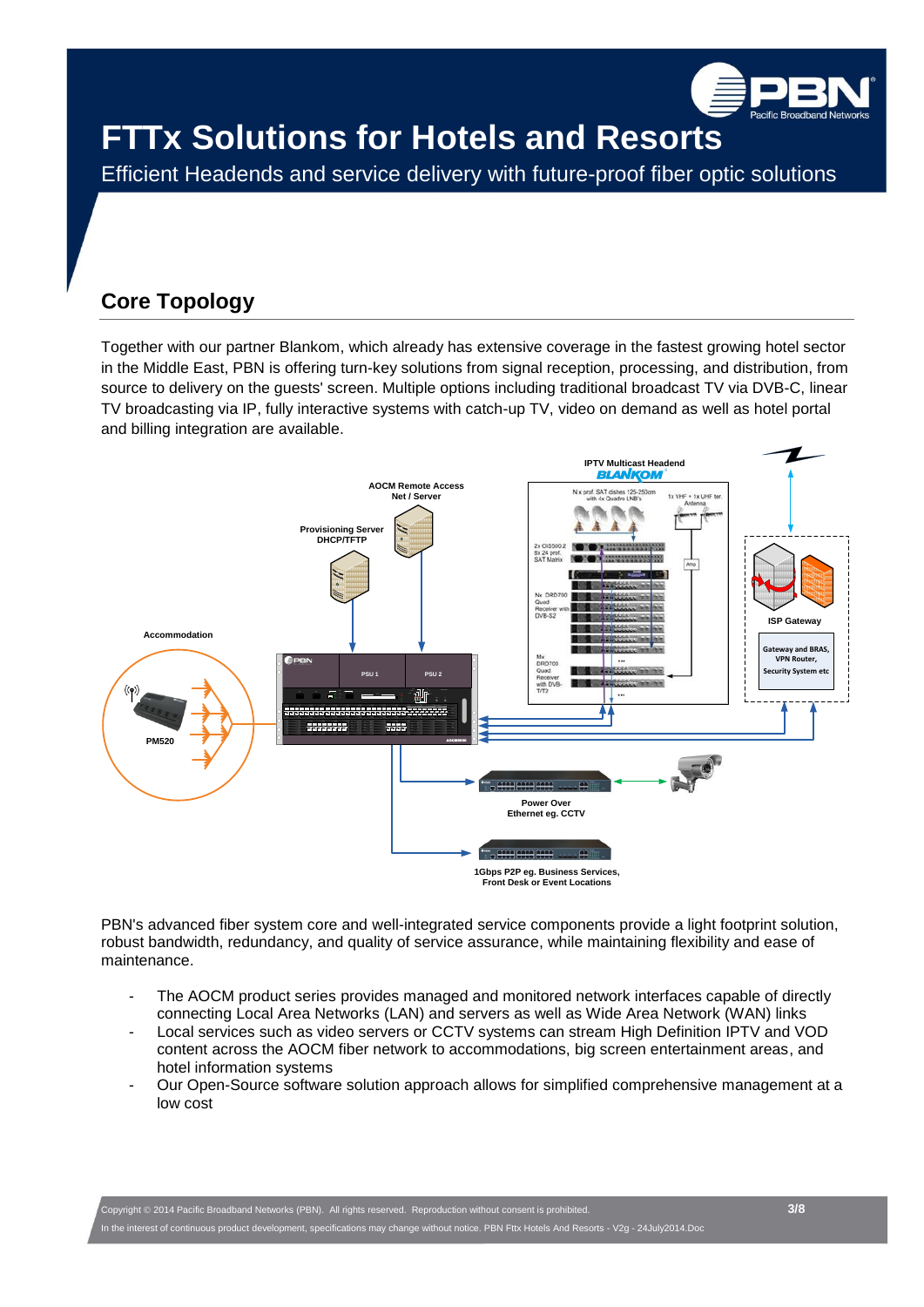## Core Topology

Together with our partner Blankom, which already has extensive coverage in the fastest growing hotel sector in the Middle East, PBN is offering turn-key solutions from signal reception, processing, and distribution, from source to delivery on the guests' screen. Multiple options including traditional broadcast TV via DVB-C, linear TV broadcasting via IP, fully interactive systems with catch-up TV, video on demand as well as hotel portal and billing integration are available.

PBN's advanced fiber system core and well-integrated service components provide a light footprint solution, robust bandwidth, redundancy, and quality of service assurance, while maintaining flexibility and ease of maintenance.

- The AOCM product series provides managed and monitored network interfaces capable of directly connecting Local Area Networks (LAN) and servers as well as Wide Area Network (WAN) links
- Local services such as video servers or CCTV systems can stream High Definition IPTV and VOD content across the AOCM fiber network to accommodations, big screen entertainment areas, and hotel information systems
- Our Open-Source software solution approach allows for simplified comprehensive management at a low cost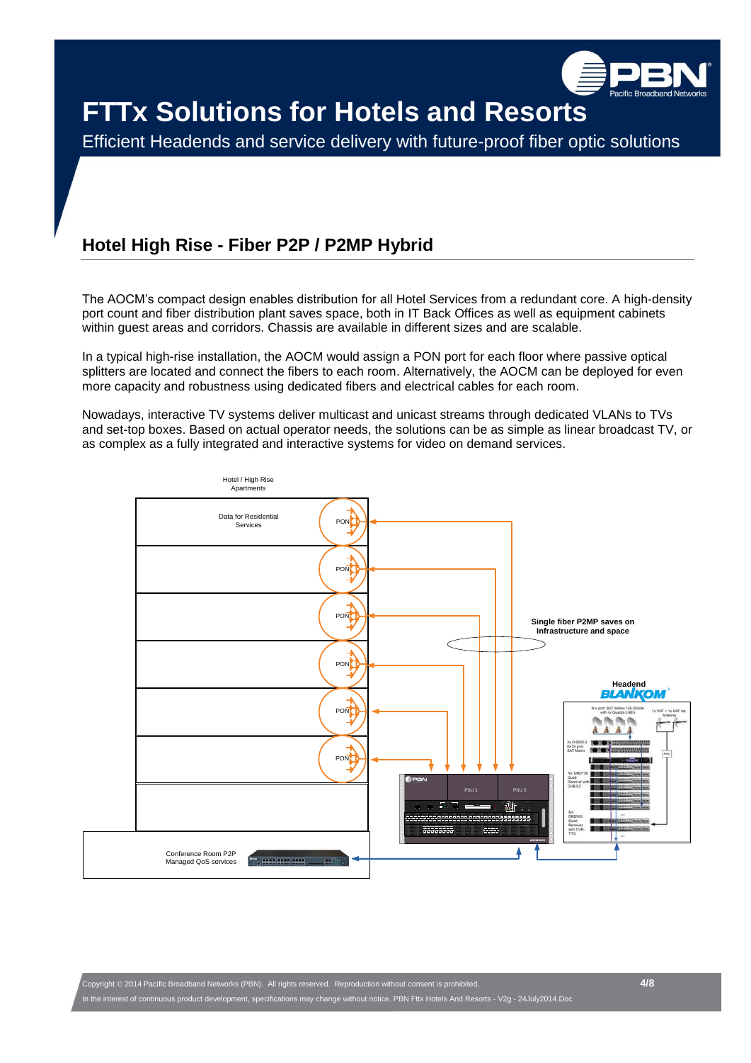# FTTx Solutions for Hotels and Resorts

Efficient Headends and service delivery with future-proof fiber optic solutions

## Hotel High Rise - Fiber P2P / P2MP Hybrid

The AOCM's compact design enables distribution for all Hotel Services from a redundant core. A high-density port count and fiber distribution plant saves space, both in IT Back Offices as well as equipment cabinets within guest areas and corridors. Chassis are available in different sizes and are scalable.

In a typical high-rise installation, the AOCM would assign a PON port for each floor where passive optical splitters are located and connect the fibers to each room. Alternatively, the AOCM can be deployed for even more capacity and robustness using dedicated fibers and electrical cables for each room.

Nowadays, interactive TV systems deliver multicast and unicast streams through dedicated VLANs to TVs and set-top boxes. Based on actual operator needs, the solutions can be as simple as linear broadcast TV, or as complex as a fully integrated and interactive systems for video on demand services.

Hotel / High Rise Apartments

Data for Residential Services

PON

PON

PON

PON

PON

PON

Single fiber P2MP saves on Infrastructure and space

Headend BLANKOM

PSU 1

PSU 2

Conference Room P2P Managed QoS services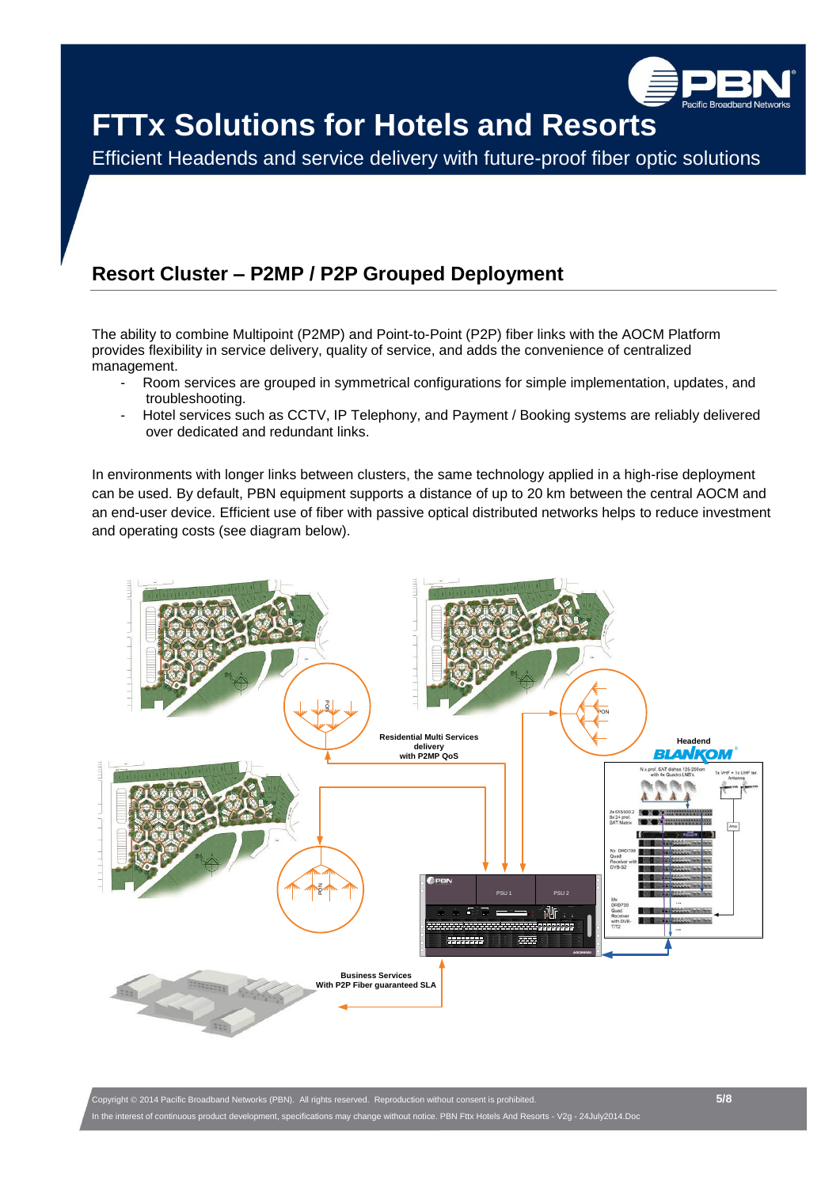# FTTx Solutions for Hotels and Resorts

Efficient Headends and service delivery with future-proof fiber optic solutions

## Resort Cluster – P2MP / P2P Grouped Deployment

The ability to combine Multipoint (P2MP) and Point-to-Point (P2P) fiber links with the AOCM Platform provides flexibility in service delivery, quality of service, and adds the convenience of centralized management.

- Room services are grouped in symmetrical configurations for simple implementation, updates, and troubleshooting.
- Hotel services such as CCTV, IP Telephony, and Payment / Booking systems are reliably delivered over dedicated and redundant links.

In environments with longer links between clusters, the same technology applied in a high-rise deployment can be used. By default, PBN equipment supports a distance of up to 20 km between the central AOCM and an end-user device. Efficient use of fiber with passive optical distributed networks helps to reduce investment and operating costs (see diagram below).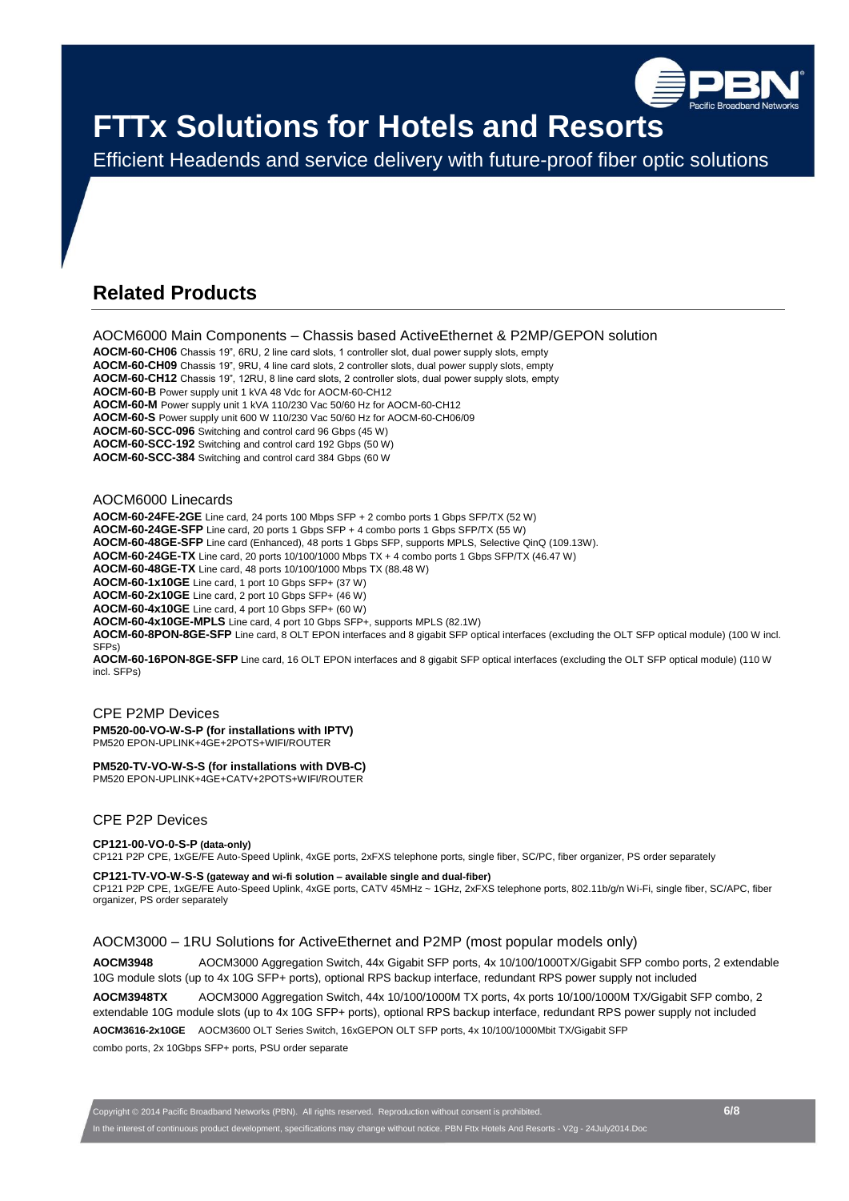# FTTx Solutions for Hotels and Resorts

Efficient Headends and service delivery with future-proof fiber optic solutions

## Related Products

### AOCM6000 Main Components – Chassis based ActiveEthernet & P2MP/GEPON solution

**AOCM-60-CH06** Chassis 19", 6RU, 2 line card slots, 1 controller slot, dual power supply slots, empty
**AOCM-60-CH09** Chassis 19", 9RU, 4 line card slots, 2 controller slots, dual power supply slots, empty
**AOCM-60-CH12** Chassis 19", 12RU, 8 line card slots, 2 controller slots, dual power supply slots, empty
**AOCM-60-B** Power supply unit 1 kVA 48 Vdc for AOCM-60-CH12
**AOCM-60-M** Power supply unit 1 kVA 110/230 Vac 50/60 Hz for AOCM-60-CH12
**AOCM-60-S** Power supply unit 600 W 110/230 Vac 50/60 Hz for AOCM-60-CH06/09
**AOCM-60-SCC-096** Switching and control card 96 Gbps (45 W)
**AOCM-60-SCC-192** Switching and control card 192 Gbps (50 W)
**AOCM-60-SCC-384** Switching and control card 384 Gbps (60 W

### AOCM6000 Linecards

**AOCM-60-24FE-2GE** Line card, 24 ports 100 Mbps SFP + 2 combo ports 1 Gbps SFP/TX (52 W)
**AOCM-60-24GE-SFP** Line card, 20 ports 1 Gbps SFP + 4 combo ports 1 Gbps SFP/TX (55 W)
**AOCM-60-48GE-SFP** Line card (Enhanced), 48 ports 1 Gbps SFP, supports MPLS, Selective QinQ (109.13W).
**AOCM-60-24GE-TX** Line card, 20 ports 10/100/1000 Mbps TX + 4 combo ports 1 Gbps SFP/TX (46.47 W)
**AOCM-60-48GE-TX** Line card, 48 ports 10/100/1000 Mbps TX (88.48 W)
**AOCM-60-1x10GE** Line card, 1 port 10 Gbps SFP+ (37 W)
**AOCM-60-2x10GE** Line card, 2 port 10 Gbps SFP+ (46 W)
**AOCM-60-4x10GE** Line card, 4 port 10 Gbps SFP+ (60 W)
**AOCM-60-4x10GE-MPLS** Line card, 4 port 10 Gbps SFP+, supports MPLS (82.1W)
**AOCM-60-8PON-8GE-SFP** Line card, 8 OLT EPON interfaces and 8 gigabit SFP optical interfaces (excluding the OLT SFP optical module) (100 W incl. SFPs)
**AOCM-60-16PON-8GE-SFP** Line card, 16 OLT EPON interfaces and 8 gigabit SFP optical interfaces (excluding the OLT SFP optical module) (110 W incl. SFPs)

### CPE P2MP Devices

**PM520-00-VO-W-S-P (for installations with IPTV)**
PM520 EPON-UPLINK+4GE+2POTS+WIFI/ROUTER

**PM520-TV-VO-W-S-S (for installations with DVB-C)**
PM520 EPON-UPLINK+4GE+CATV+2POTS+WIFI/ROUTER

### CPE P2P Devices

**CP121-00-VO-0-S-P (data-only)**
CP121 P2P CPE, 1xGE/FE Auto-Speed Uplink, 4xGE ports, 2xFXS telephone ports, single fiber, SC/PC, fiber organizer, PS order separately

**CP121-TV-VO-W-S-S (gateway and wi-fi solution – available single and dual-fiber)**
CP121 P2P CPE, 1xGE/FE Auto-Speed Uplink, 4xGE ports, CATV 45MHz ~ 1GHz, 2xFXS telephone ports, 802.11b/g/n Wi-Fi, single fiber, SC/APC, fiber organizer, PS order separately

### AOCM3000 – 1RU Solutions for ActiveEthernet and P2MP (most popular models only)

**AOCM3948** AOCM3000 Aggregation Switch, 44x Gigabit SFP ports, 4x 10/100/1000TX/Gigabit SFP combo ports, 2 extendable 10G module slots (up to 4x 10G SFP+ ports), optional RPS backup interface, redundant RPS power supply not included

**AOCM3948TX** AOCM3000 Aggregation Switch, 44x 10/100/1000M TX ports, 4x ports 10/100/1000M TX/Gigabit SFP combo, 2 extendable 10G module slots (up to 4x 10G SFP+ ports), optional RPS backup interface, redundant RPS power supply not included

**AOCM3616-2x10GE** AOCM3600 OLT Series Switch, 16xGEPON OLT SFP ports, 4x 10/100/1000Mbit TX/Gigabit SFP combo ports, 2x 10Gbps SFP+ ports, PSU order separate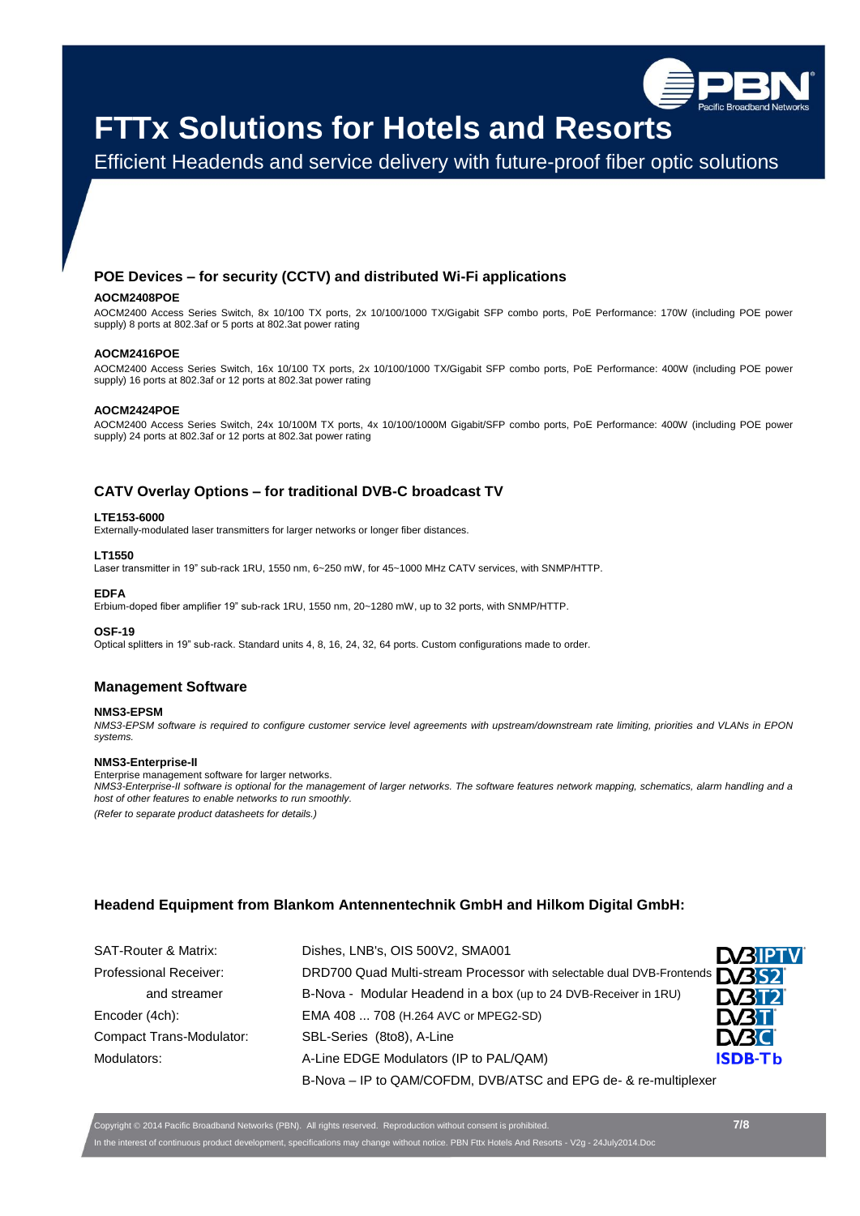# FTTx Solutions for Hotels and Resorts

Efficient Headends and service delivery with future-proof fiber optic solutions

## POE Devices – for security (CCTV) and distributed Wi-Fi applications

**AOCM2408POE**

AOCM2400 Access Series Switch, 8x 10/100 TX ports, 2x 10/100/1000 TX/Gigabit SFP combo ports, PoE Performance: 170W (including POE power supply) 8 ports at 802.3af or 5 ports at 802.3at power rating

**AOCM2416POE**

AOCM2400 Access Series Switch, 16x 10/100 TX ports, 2x 10/100/1000 TX/Gigabit SFP combo ports, PoE Performance: 400W (including POE power supply) 16 ports at 802.3af or 12 ports at 802.3at power rating

**AOCM2424POE**

AOCM2400 Access Series Switch, 24x 10/100M TX ports, 4x 10/100/1000M Gigabit/SFP combo ports, PoE Performance: 400W (including POE power supply) 24 ports at 802.3af or 12 ports at 802.3at power rating

## CATV Overlay Options – for traditional DVB-C broadcast TV

**LTE153-6000**

Externally-modulated laser transmitters for larger networks or longer fiber distances.

**LT1550**

Laser transmitter in 19" sub-rack 1RU, 1550 nm, 6~250 mW, for 45~1000 MHz CATV services, with SNMP/HTTP.

**EDFA**

Erbium-doped fiber amplifier 19" sub-rack 1RU, 1550 nm, 20~1280 mW, up to 32 ports, with SNMP/HTTP.

**OSF-19**

Optical splitters in 19" sub-rack. Standard units 4, 8, 16, 24, 32, 64 ports. Custom configurations made to order.

## Management Software

**NMS3-EPSM**

*NMS3-EPSM software is required to configure customer service level agreements with upstream/downstream rate limiting, priorities and VLANs in EPON systems.*

**NMS3-Enterprise-II**

Enterprise management software for larger networks.
*NMS3-Enterprise-II software is optional for the management of larger networks. The software features network mapping, schematics, alarm handling and a host of other features to enable networks to run smoothly.*

*(Refer to separate product datasheets for details.)*

## Headend Equipment from Blankom Antennentechnik GmbH and Hilkom Digital GmbH:

| | |
|---|---|
| SAT-Router & Matrix: | Dishes, LNB's, OIS 500V2, SMA001 |
| Professional Receiver: | DRD700 Quad Multi-stream Processor with selectable dual DVB-Frontends |
| and streamer | B-Nova - Modular Headend in a box (up to 24 DVB-Receiver in 1RU) |
| Encoder (4ch): | EMA 408 ... 708 (H.264 AVC or MPEG2-SD) |
| Compact Trans-Modulator: | SBL-Series (8to8), A-Line |
| Modulators: | A-Line EDGE Modulators (IP to PAL/QAM) |
| | B-Nova – IP to QAM/COFDM, DVB/ATSC and EPG de- & re-multiplexer |

DVB IPTV, DVB S2, DVB T2, DVB T, DVB C, ISDB-Tb

Copyright © 2014 Pacific Broadband Networks (PBN). All rights reserved. Reproduction without consent is prohibited.
In the interest of continuous product development, specifications may change without notice. PBN Fttx Hotels And Resorts - V2g - 24July2014.Doc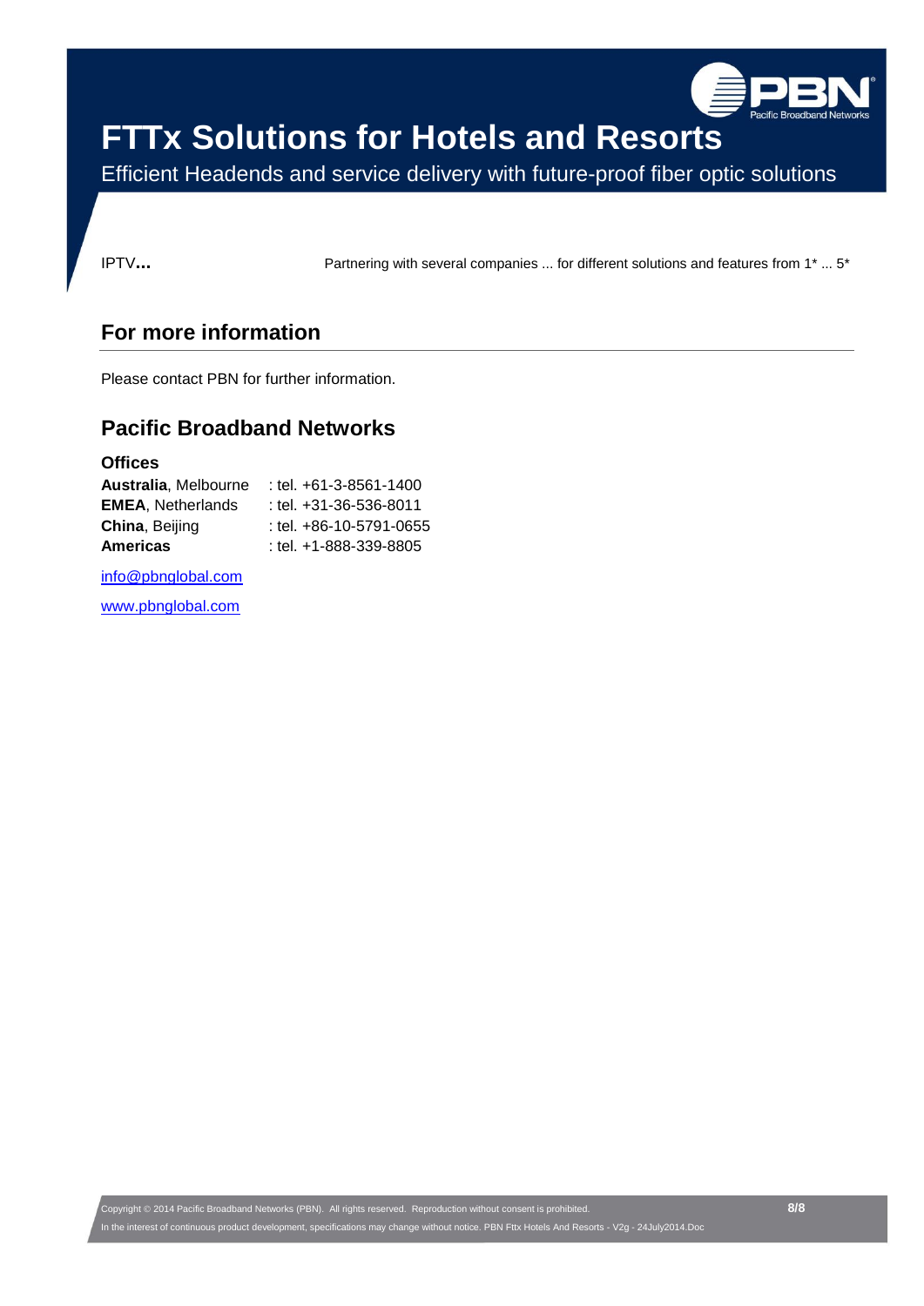# FTTx Solutions for Hotels and Resorts

Efficient Headends and service delivery with future-proof fiber optic solutions

| | |
|---|---|
| IPTV**…** | Partnering with several companies ... for different solutions and features from 1* ... 5* |

## For more information

Please contact PBN for further information.

## Pacific Broadband Networks

### Offices

| | |
|---|---|
| **Australia**, Melbourne | : tel. +61-3-8561-1400 |
| **EMEA**, Netherlands | : tel. +31-36-536-8011 |
| **China**, Beijing | : tel. +86-10-5791-0655 |
| **Americas** | : tel. +1-888-339-8805 |

info@pbnglobal.com

www.pbnglobal.com

Copyright © 2014 Pacific Broadband Networks (PBN). All rights reserved. Reproduction without consent is prohibited.

In the interest of continuous product development, specifications may change without notice. PBN Fttx Hotels And Resorts - V2g - 24July2014.Doc